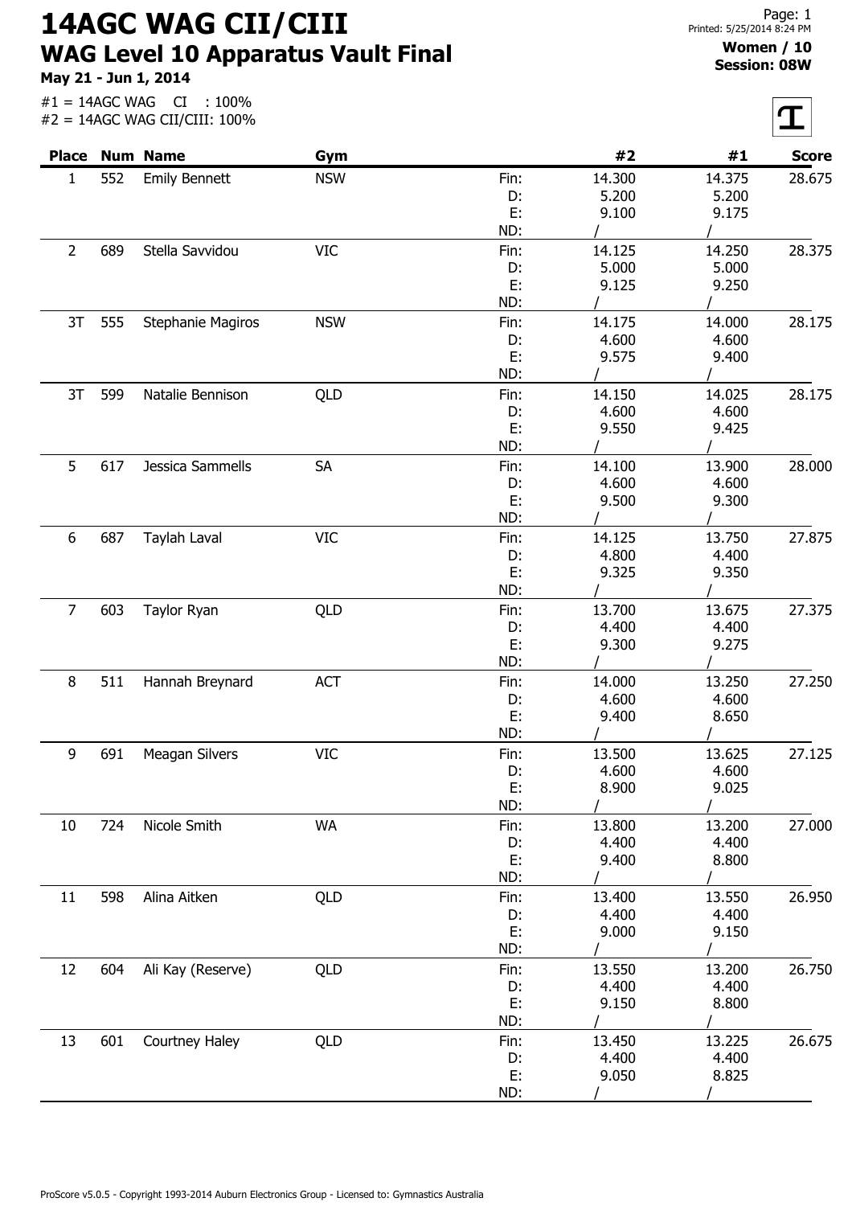# 14AGC WAG CII/CIII

## WAG Level 10 Apparatus Vault Final

**May 21 - Jun 1, 2014**

**Women / 10**
**Session: 08W**

#1 = 14AGC WAG CI : 100%
#2 = 14AGC WAG CII/CIII: 100%

| Place | Num | Name | Gym | | #2 | #1 | Score |
|---|---|---|---|---|---|---|---|
| 1 | 552 | Emily Bennett | NSW | Fin: | 14.300 | 14.375 | 28.675 |
| | | | | D: | 5.200 | 5.200 | |
| | | | | E: | 9.100 | 9.175 | |
| | | | | ND: | / | / | |
| 2 | 689 | Stella Savvidou | VIC | Fin: | 14.125 | 14.250 | 28.375 |
| | | | | D: | 5.000 | 5.000 | |
| | | | | E: | 9.125 | 9.250 | |
| | | | | ND: | / | / | |
| 3T | 555 | Stephanie Magiros | NSW | Fin: | 14.175 | 14.000 | 28.175 |
| | | | | D: | 4.600 | 4.600 | |
| | | | | E: | 9.575 | 9.400 | |
| | | | | ND: | / | / | |
| 3T | 599 | Natalie Bennison | QLD | Fin: | 14.150 | 14.025 | 28.175 |
| | | | | D: | 4.600 | 4.600 | |
| | | | | E: | 9.550 | 9.425 | |
| | | | | ND: | / | / | |
| 5 | 617 | Jessica Sammells | SA | Fin: | 14.100 | 13.900 | 28.000 |
| | | | | D: | 4.600 | 4.600 | |
| | | | | E: | 9.500 | 9.300 | |
| | | | | ND: | / | / | |
| 6 | 687 | Taylah Laval | VIC | Fin: | 14.125 | 13.750 | 27.875 |
| | | | | D: | 4.800 | 4.400 | |
| | | | | E: | 9.325 | 9.350 | |
| | | | | ND: | / | / | |
| 7 | 603 | Taylor Ryan | QLD | Fin: | 13.700 | 13.675 | 27.375 |
| | | | | D: | 4.400 | 4.400 | |
| | | | | E: | 9.300 | 9.275 | |
| | | | | ND: | / | / | |
| 8 | 511 | Hannah Breynard | ACT | Fin: | 14.000 | 13.250 | 27.250 |
| | | | | D: | 4.600 | 4.600 | |
| | | | | E: | 9.400 | 8.650 | |
| | | | | ND: | / | / | |
| 9 | 691 | Meagan Silvers | VIC | Fin: | 13.500 | 13.625 | 27.125 |
| | | | | D: | 4.600 | 4.600 | |
| | | | | E: | 8.900 | 9.025 | |
| | | | | ND: | / | / | |
| 10 | 724 | Nicole Smith | WA | Fin: | 13.800 | 13.200 | 27.000 |
| | | | | D: | 4.400 | 4.400 | |
| | | | | E: | 9.400 | 8.800 | |
| | | | | ND: | / | / | |
| 11 | 598 | Alina Aitken | QLD | Fin: | 13.400 | 13.550 | 26.950 |
| | | | | D: | 4.400 | 4.400 | |
| | | | | E: | 9.000 | 9.150 | |
| | | | | ND: | / | / | |
| 12 | 604 | Ali Kay (Reserve) | QLD | Fin: | 13.550 | 13.200 | 26.750 |
| | | | | D: | 4.400 | 4.400 | |
| | | | | E: | 9.150 | 8.800 | |
| | | | | ND: | / | / | |
| 13 | 601 | Courtney Haley | QLD | Fin: | 13.450 | 13.225 | 26.675 |
| | | | | D: | 4.400 | 4.400 | |
| | | | | E: | 9.050 | 8.825 | |
| | | | | ND: | / | / | |

ProScore v5.0.5 - Copyright 1993-2014 Auburn Electronics Group - Licensed to: Gymnastics Australia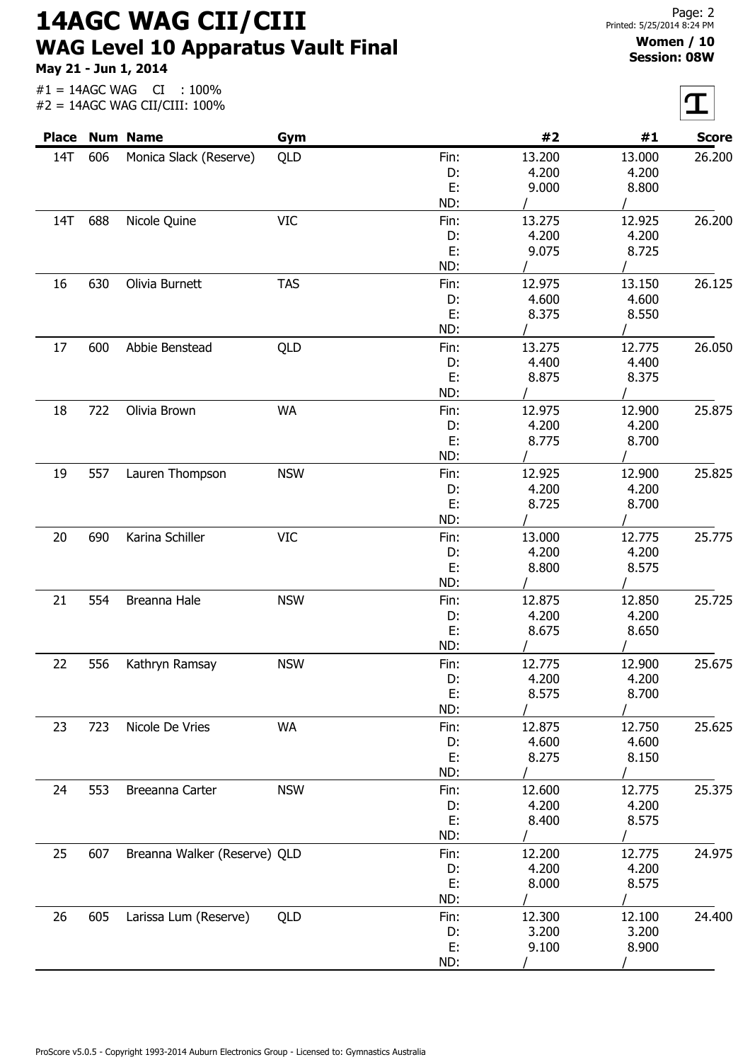# 14AGC WAG CII/CIII

## WAG Level 10 Apparatus Vault Final

**May 21 - Jun 1, 2014**

**Women / 10**
**Session: 08W**

#1 = 14AGC WAG CI : 100%
#2 = 14AGC WAG CII/CIII: 100%

| Place | Num | Name | Gym | | #2 | #1 | Score |
|---|---|---|---|---|---|---|---|
| 14T | 606 | Monica Slack (Reserve) | QLD | Fin: | 13.200 | 13.000 | 26.200 |
| | | | | D: | 4.200 | 4.200 | |
| | | | | E: | 9.000 | 8.800 | |
| | | | | ND: | / | / | |
| 14T | 688 | Nicole Quine | VIC | Fin: | 13.275 | 12.925 | 26.200 |
| | | | | D: | 4.200 | 4.200 | |
| | | | | E: | 9.075 | 8.725 | |
| | | | | ND: | / | / | |
| 16 | 630 | Olivia Burnett | TAS | Fin: | 12.975 | 13.150 | 26.125 |
| | | | | D: | 4.600 | 4.600 | |
| | | | | E: | 8.375 | 8.550 | |
| | | | | ND: | / | / | |
| 17 | 600 | Abbie Benstead | QLD | Fin: | 13.275 | 12.775 | 26.050 |
| | | | | D: | 4.400 | 4.400 | |
| | | | | E: | 8.875 | 8.375 | |
| | | | | ND: | / | / | |
| 18 | 722 | Olivia Brown | WA | Fin: | 12.975 | 12.900 | 25.875 |
| | | | | D: | 4.200 | 4.200 | |
| | | | | E: | 8.775 | 8.700 | |
| | | | | ND: | / | / | |
| 19 | 557 | Lauren Thompson | NSW | Fin: | 12.925 | 12.900 | 25.825 |
| | | | | D: | 4.200 | 4.200 | |
| | | | | E: | 8.725 | 8.700 | |
| | | | | ND: | / | / | |
| 20 | 690 | Karina Schiller | VIC | Fin: | 13.000 | 12.775 | 25.775 |
| | | | | D: | 4.200 | 4.200 | |
| | | | | E: | 8.800 | 8.575 | |
| | | | | ND: | / | / | |
| 21 | 554 | Breanna Hale | NSW | Fin: | 12.875 | 12.850 | 25.725 |
| | | | | D: | 4.200 | 4.200 | |
| | | | | E: | 8.675 | 8.650 | |
| | | | | ND: | / | / | |
| 22 | 556 | Kathryn Ramsay | NSW | Fin: | 12.775 | 12.900 | 25.675 |
| | | | | D: | 4.200 | 4.200 | |
| | | | | E: | 8.575 | 8.700 | |
| | | | | ND: | / | / | |
| 23 | 723 | Nicole De Vries | WA | Fin: | 12.875 | 12.750 | 25.625 |
| | | | | D: | 4.600 | 4.600 | |
| | | | | E: | 8.275 | 8.150 | |
| | | | | ND: | / | / | |
| 24 | 553 | Breeanna Carter | NSW | Fin: | 12.600 | 12.775 | 25.375 |
| | | | | D: | 4.200 | 4.200 | |
| | | | | E: | 8.400 | 8.575 | |
| | | | | ND: | / | / | |
| 25 | 607 | Breanna Walker (Reserve) | QLD | Fin: | 12.200 | 12.775 | 24.975 |
| | | | | D: | 4.200 | 4.200 | |
| | | | | E: | 8.000 | 8.575 | |
| | | | | ND: | / | / | |
| 26 | 605 | Larissa Lum (Reserve) | QLD | Fin: | 12.300 | 12.100 | 24.400 |
| | | | | D: | 3.200 | 3.200 | |
| | | | | E: | 9.100 | 8.900 | |
| | | | | ND: | / | / | |

ProScore v5.0.5 - Copyright 1993-2014 Auburn Electronics Group - Licensed to: Gymnastics Australia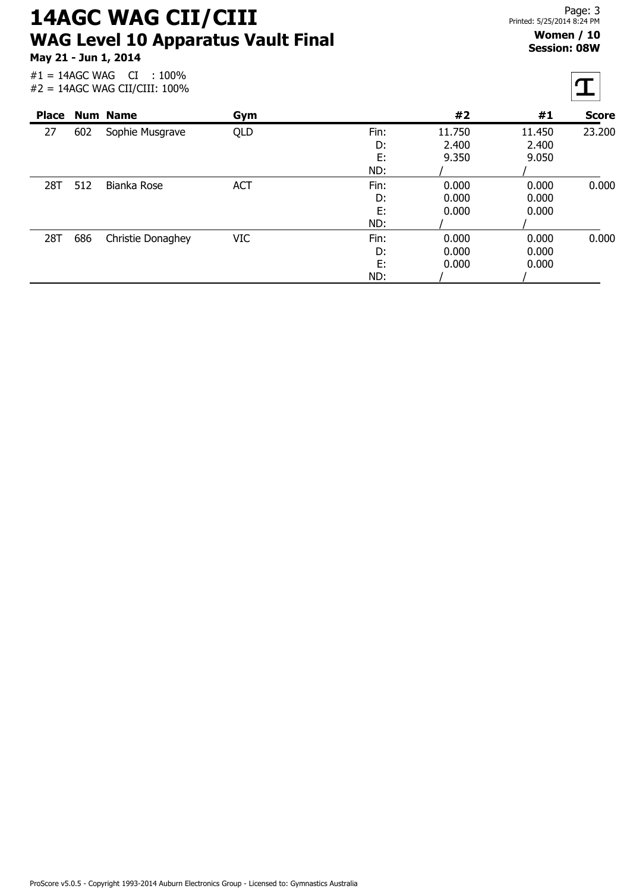# 14AGC WAG CII/CIII

## WAG Level 10 Apparatus Vault Final

**May 21 - Jun 1, 2014**

**Women / 10**
**Session: 08W**

#1 = 14AGC WAG CI : 100%
#2 = 14AGC WAG CII/CIII: 100%

| Place | Num | Name | Gym | | #2 | #1 | Score |
|---|---|---|---|---|---|---|---|
| 27 | 602 | Sophie Musgrave | QLD | Fin: | 11.750 | 11.450 | 23.200 |
| | | | | D: | 2.400 | 2.400 | |
| | | | | E: | 9.350 | 9.050 | |
| | | | | ND: | / | / | |
| 28T | 512 | Bianka Rose | ACT | Fin: | 0.000 | 0.000 | 0.000 |
| | | | | D: | 0.000 | 0.000 | |
| | | | | E: | 0.000 | 0.000 | |
| | | | | ND: | / | / | |
| 28T | 686 | Christie Donaghey | VIC | Fin: | 0.000 | 0.000 | 0.000 |
| | | | | D: | 0.000 | 0.000 | |
| | | | | E: | 0.000 | 0.000 | |
| | | | | ND: | / | / | |

ProScore v5.0.5 - Copyright 1993-2014 Auburn Electronics Group - Licensed to: Gymnastics Australia